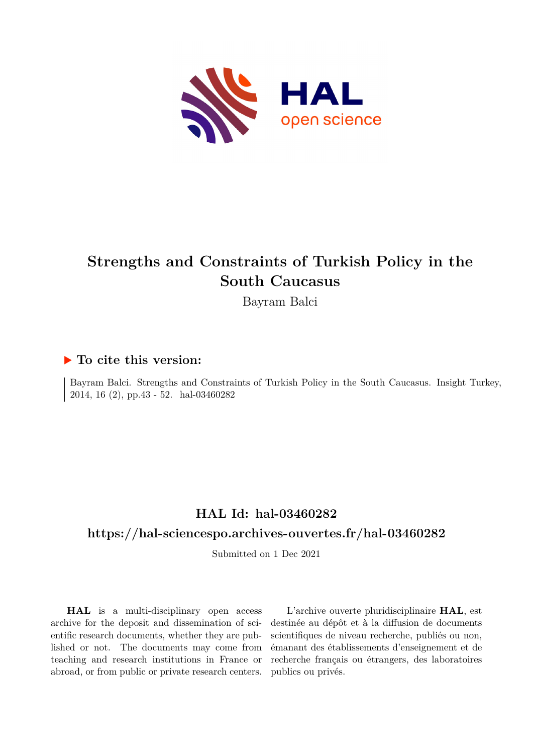# Strengths and Constraints of Turkish Policy in the South Caucasus

Bayram Balci

### ▶ To cite this version:

Bayram Balci. Strengths and Constraints of Turkish Policy in the South Caucasus. Insight Turkey, 2014, 16 (2), pp.43 - 52. hal-03460282

## HAL Id: hal-03460282

## https://hal-sciencespo.archives-ouvertes.fr/hal-03460282

Submitted on 1 Dec 2021

**HAL** is a multi-disciplinary open access archive for the deposit and dissemination of scientific research documents, whether they are published or not. The documents may come from teaching and research institutions in France or abroad, or from public or private research centers.

L'archive ouverte pluridisciplinaire **HAL**, est destinée au dépôt et à la diffusion de documents scientifiques de niveau recherche, publiés ou non, émanant des établissements d'enseignement et de recherche français ou étrangers, des laboratoires publics ou privés.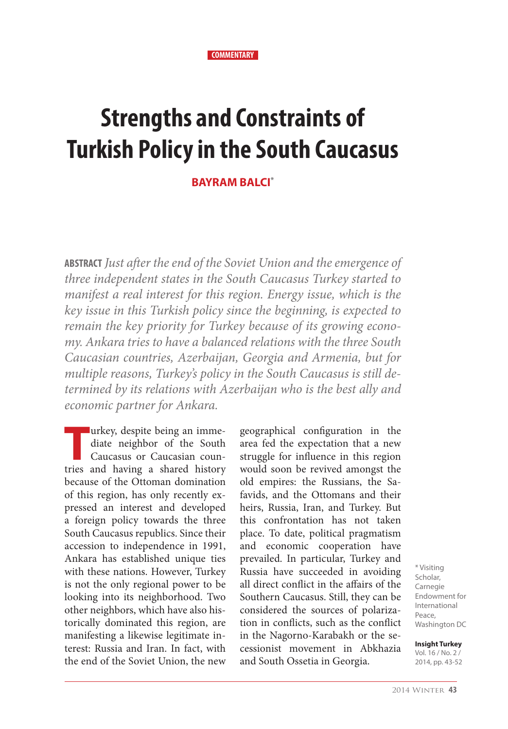COMMENTARY

# Strengths and Constraints of Turkish Policy in the South Caucasus

**BAYRAM BALCI***

**ABSTRACT** *Just after the end of the Soviet Union and the emergence of three independent states in the South Caucasus Turkey started to manifest a real interest for this region. Energy issue, which is the key issue in this Turkish policy since the beginning, is expected to remain the key priority for Turkey because of its growing economy. Ankara tries to have a balanced relations with the three South Caucasian countries, Azerbaijan, Georgia and Armenia, but for multiple reasons, Turkey's policy in the South Caucasus is still determined by its relations with Azerbaijan who is the best ally and economic partner for Ankara.*

Turkey, despite being an immediate neighbor of the South Caucasus or Caucasian countries and having a shared history because of the Ottoman domination of this region, has only recently expressed an interest and developed a foreign policy towards the three South Caucasus republics. Since their accession to independence in 1991, Ankara has established unique ties with these nations. However, Turkey is not the only regional power to be looking into its neighborhood. Two other neighbors, which have also historically dominated this region, are manifesting a likewise legitimate interest: Russia and Iran. In fact, with the end of the Soviet Union, the new geographical configuration in the area fed the expectation that a new struggle for influence in this region would soon be revived amongst the old empires: the Russians, the Safavids, and the Ottomans and their heirs, Russia, Iran, and Turkey. But this confrontation has not taken place. To date, political pragmatism and economic cooperation have prevailed. In particular, Turkey and Russia have succeeded in avoiding all direct conflict in the affairs of the Southern Caucasus. Still, they can be considered the sources of polarization in conflicts, such as the conflict in the Nagorno-Karabakh or the secessionist movement in Abkhazia and South Ossetia in Georgia.

* Visiting Scholar, Carnegie Endowment for International Peace, Washington DC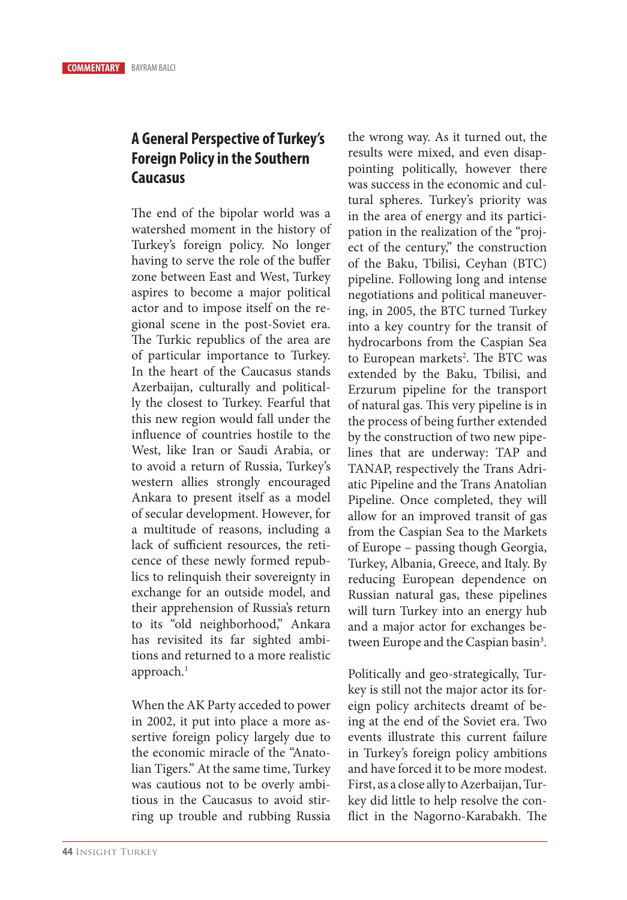## A General Perspective of Turkey's Foreign Policy in the Southern Caucasus

The end of the bipolar world was a watershed moment in the history of Turkey's foreign policy. No longer having to serve the role of the buffer zone between East and West, Turkey aspires to become a major political actor and to impose itself on the regional scene in the post-Soviet era. The Turkic republics of the area are of particular importance to Turkey. In the heart of the Caucasus stands Azerbaijan, culturally and politically the closest to Turkey. Fearful that this new region would fall under the influence of countries hostile to the West, like Iran or Saudi Arabia, or to avoid a return of Russia, Turkey's western allies strongly encouraged Ankara to present itself as a model of secular development. However, for a multitude of reasons, including a lack of sufficient resources, the reticence of these newly formed republics to relinquish their sovereignty in exchange for an outside model, and their apprehension of Russia's return to its "old neighborhood," Ankara has revisited its far sighted ambitions and returned to a more realistic approach.[1]

When the AK Party acceded to power in 2002, it put into place a more assertive foreign policy largely due to the economic miracle of the "Anatolian Tigers." At the same time, Turkey was cautious not to be overly ambitious in the Caucasus to avoid stirring up trouble and rubbing Russia the wrong way. As it turned out, the results were mixed, and even disappointing politically, however there was success in the economic and cultural spheres. Turkey's priority was in the area of energy and its participation in the realization of the "project of the century," the construction of the Baku, Tbilisi, Ceyhan (BTC) pipeline. Following long and intense negotiations and political maneuvering, in 2005, the BTC turned Turkey into a key country for the transit of hydrocarbons from the Caspian Sea to European markets[2]. The BTC was extended by the Baku, Tbilisi, and Erzurum pipeline for the transport of natural gas. This very pipeline is in the process of being further extended by the construction of two new pipelines that are underway: TAP and TANAP, respectively the Trans Adriatic Pipeline and the Trans Anatolian Pipeline. Once completed, they will allow for an improved transit of gas from the Caspian Sea to the Markets of Europe – passing though Georgia, Turkey, Albania, Greece, and Italy. By reducing European dependence on Russian natural gas, these pipelines will turn Turkey into an energy hub and a major actor for exchanges between Europe and the Caspian basin[3].

Politically and geo-strategically, Turkey is still not the major actor its foreign policy architects dreamt of being at the end of the Soviet era. Two events illustrate this current failure in Turkey's foreign policy ambitions and have forced it to be more modest. First, as a close ally to Azerbaijan, Turkey did little to help resolve the conflict in the Nagorno-Karabakh. The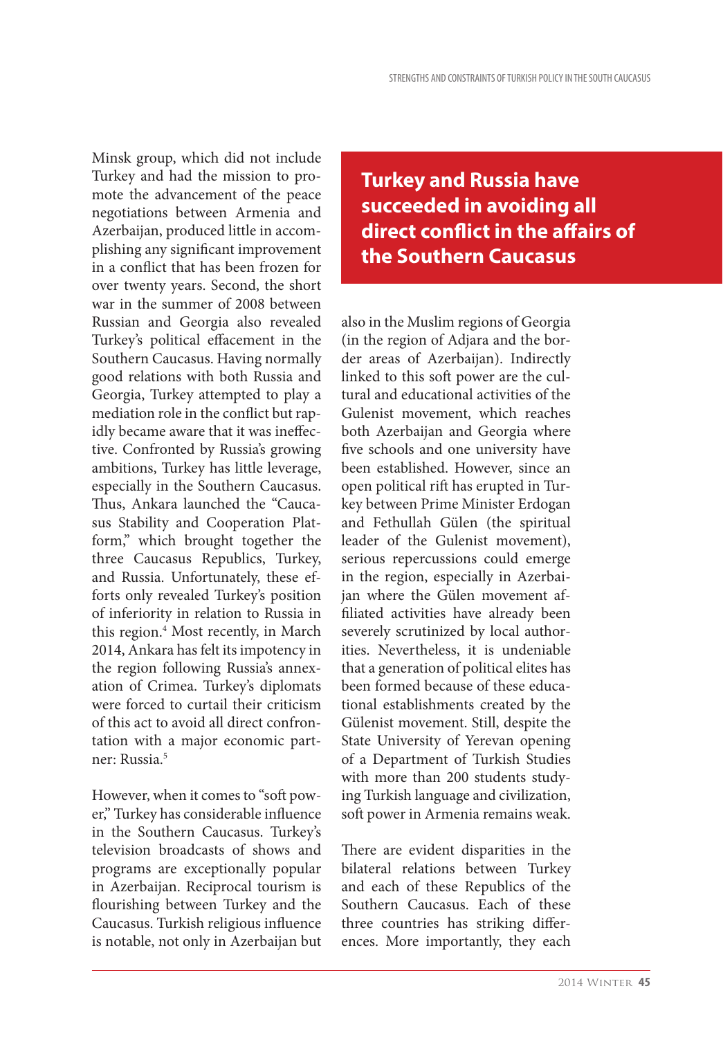Minsk group, which did not include Turkey and had the mission to promote the advancement of the peace negotiations between Armenia and Azerbaijan, produced little in accomplishing any significant improvement in a conflict that has been frozen for over twenty years. Second, the short war in the summer of 2008 between Russian and Georgia also revealed Turkey's political effacement in the Southern Caucasus. Having normally good relations with both Russia and Georgia, Turkey attempted to play a mediation role in the conflict but rapidly became aware that it was ineffective. Confronted by Russia's growing ambitions, Turkey has little leverage, especially in the Southern Caucasus. Thus, Ankara launched the "Caucasus Stability and Cooperation Platform," which brought together the three Caucasus Republics, Turkey, and Russia. Unfortunately, these efforts only revealed Turkey's position of inferiority in relation to Russia in this region.[4] Most recently, in March 2014, Ankara has felt its impotency in the region following Russia's annexation of Crimea. Turkey's diplomats were forced to curtail their criticism of this act to avoid all direct confrontation with a major economic partner: Russia.[5]

**Turkey and Russia have succeeded in avoiding all direct conflict in the affairs of the Southern Caucasus**

However, when it comes to "soft power," Turkey has considerable influence in the Southern Caucasus. Turkey's television broadcasts of shows and programs are exceptionally popular in Azerbaijan. Reciprocal tourism is flourishing between Turkey and the Caucasus. Turkish religious influence is notable, not only in Azerbaijan but also in the Muslim regions of Georgia (in the region of Adjara and the border areas of Azerbaijan). Indirectly linked to this soft power are the cultural and educational activities of the Gulenist movement, which reaches both Azerbaijan and Georgia where five schools and one university have been established. However, since an open political rift has erupted in Turkey between Prime Minister Erdogan and Fethullah Gülen (the spiritual leader of the Gulenist movement), serious repercussions could emerge in the region, especially in Azerbaijan where the Gülen movement affiliated activities have already been severely scrutinized by local authorities. Nevertheless, it is undeniable that a generation of political elites has been formed because of these educational establishments created by the Gülenist movement. Still, despite the State University of Yerevan opening of a Department of Turkish Studies with more than 200 students studying Turkish language and civilization, soft power in Armenia remains weak.

There are evident disparities in the bilateral relations between Turkey and each of these Republics of the Southern Caucasus. Each of these three countries has striking differences. More importantly, they each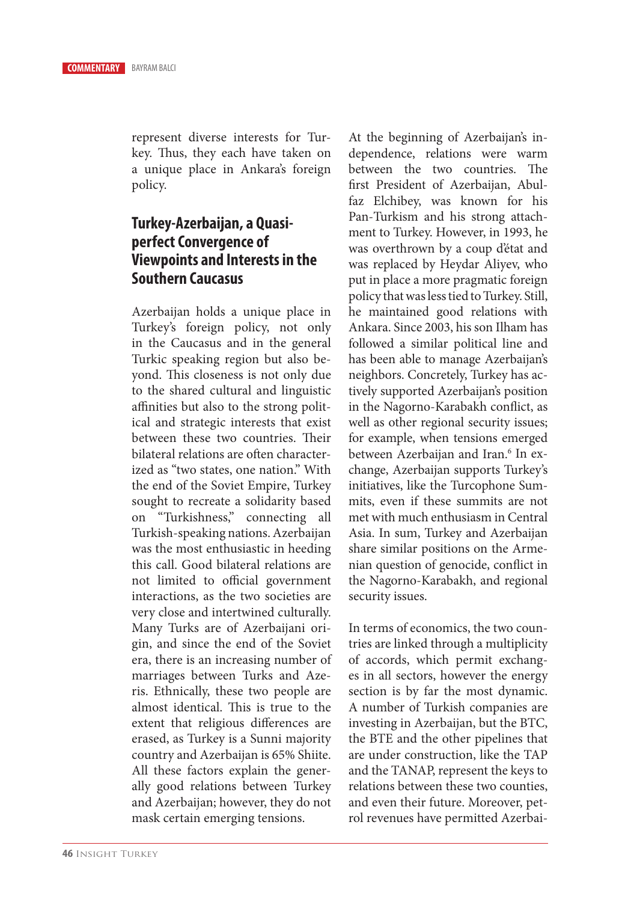represent diverse interests for Turkey. Thus, they each have taken on a unique place in Ankara's foreign policy.

## Turkey-Azerbaijan, a Quasi-perfect Convergence of Viewpoints and Interests in the Southern Caucasus

Azerbaijan holds a unique place in Turkey's foreign policy, not only in the Caucasus and in the general Turkic speaking region but also beyond. This closeness is not only due to the shared cultural and linguistic affinities but also to the strong political and strategic interests that exist between these two countries. Their bilateral relations are often characterized as "two states, one nation." With the end of the Soviet Empire, Turkey sought to recreate a solidarity based on "Turkishness," connecting all Turkish-speaking nations. Azerbaijan was the most enthusiastic in heeding this call. Good bilateral relations are not limited to official government interactions, as the two societies are very close and intertwined culturally. Many Turks are of Azerbaijani origin, and since the end of the Soviet era, there is an increasing number of marriages between Turks and Azeris. Ethnically, these two people are almost identical. This is true to the extent that religious differences are erased, as Turkey is a Sunni majority country and Azerbaijan is 65% Shiite. All these factors explain the generally good relations between Turkey and Azerbaijan; however, they do not mask certain emerging tensions.

At the beginning of Azerbaijan's independence, relations were warm between the two countries. The first President of Azerbaijan, Abulfaz Elchibey, was known for his Pan-Turkism and his strong attachment to Turkey. However, in 1993, he was overthrown by a coup d'état and was replaced by Heydar Aliyev, who put in place a more pragmatic foreign policy that was less tied to Turkey. Still, he maintained good relations with Ankara. Since 2003, his son Ilham has followed a similar political line and has been able to manage Azerbaijan's neighbors. Concretely, Turkey has actively supported Azerbaijan's position in the Nagorno-Karabakh conflict, as well as other regional security issues; for example, when tensions emerged between Azerbaijan and Iran.[6] In exchange, Azerbaijan supports Turkey's initiatives, like the Turcophone Summits, even if these summits are not met with much enthusiasm in Central Asia. In sum, Turkey and Azerbaijan share similar positions on the Armenian question of genocide, conflict in the Nagorno-Karabakh, and regional security issues.

In terms of economics, the two countries are linked through a multiplicity of accords, which permit exchanges in all sectors, however the energy section is by far the most dynamic. A number of Turkish companies are investing in Azerbaijan, but the BTC, the BTE and the other pipelines that are under construction, like the TAP and the TANAP, represent the keys to relations between these two counties, and even their future. Moreover, petrol revenues have permitted Azerbai-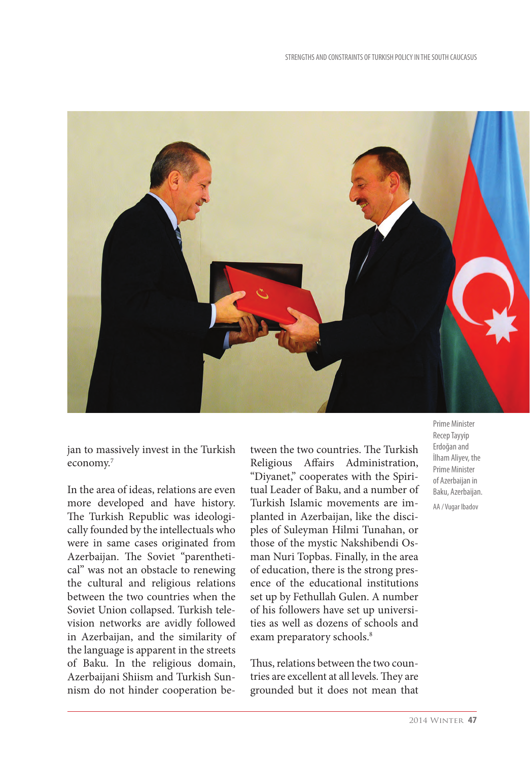jan to massively invest in the Turkish economy.[7]

In the area of ideas, relations are even more developed and have history. The Turkish Republic was ideologically founded by the intellectuals who were in same cases originated from Azerbaijan. The Soviet "parenthetical" was not an obstacle to renewing the cultural and religious relations between the two countries when the Soviet Union collapsed. Turkish television networks are avidly followed in Azerbaijan, and the similarity of the language is apparent in the streets of Baku. In the religious domain, Azerbaijani Shiism and Turkish Sunnism do not hinder cooperation between the two countries. The Turkish Religious Affairs Administration, "Diyanet," cooperates with the Spiritual Leader of Baku, and a number of Turkish Islamic movements are implanted in Azerbaijan, like the disciples of Suleyman Hilmi Tunahan, or those of the mystic Nakshibendi Osman Nuri Topbas. Finally, in the area of education, there is the strong presence of the educational institutions set up by Fethullah Gulen. A number of his followers have set up universities as well as dozens of schools and exam preparatory schools.[8]

Thus, relations between the two countries are excellent at all levels. They are grounded but it does not mean that

Prime Minister Recep Tayyip Erdoğan and İlham Aliyev, the Prime Minister of Azerbaijan in Baku, Azerbaijan.

AA / Vugar Ibadov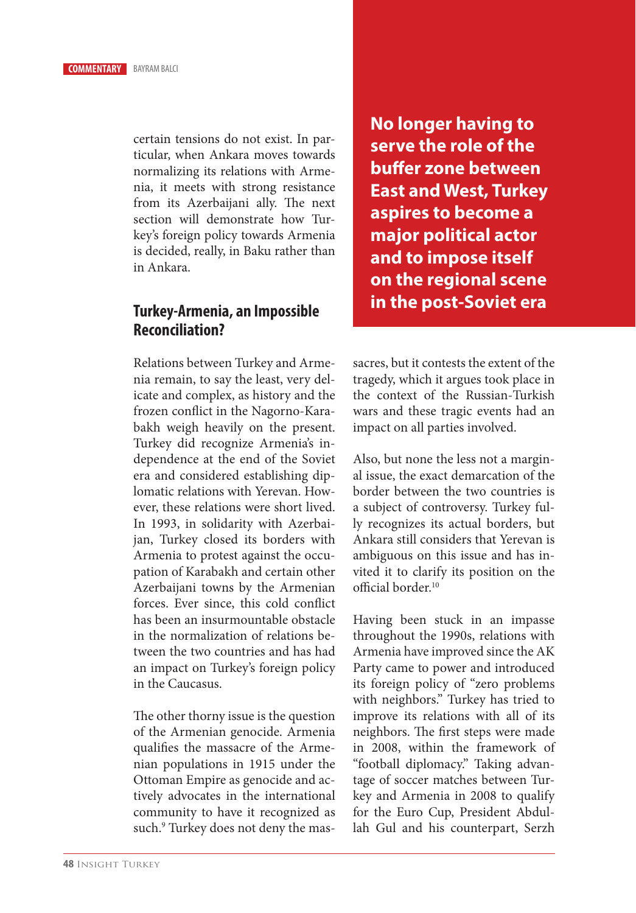certain tensions do not exist. In particular, when Ankara moves towards normalizing its relations with Armenia, it meets with strong resistance from its Azerbaijani ally. The next section will demonstrate how Turkey's foreign policy towards Armenia is decided, really, in Baku rather than in Ankara.

**No longer having to serve the role of the buffer zone between East and West, Turkey aspires to become a major political actor and to impose itself on the regional scene in the post-Soviet era**

## Turkey-Armenia, an Impossible Reconciliation?

Relations between Turkey and Armenia remain, to say the least, very delicate and complex, as history and the frozen conflict in the Nagorno-Karabakh weigh heavily on the present. Turkey did recognize Armenia's independence at the end of the Soviet era and considered establishing diplomatic relations with Yerevan. However, these relations were short lived. In 1993, in solidarity with Azerbaijan, Turkey closed its borders with Armenia to protest against the occupation of Karabakh and certain other Azerbaijani towns by the Armenian forces. Ever since, this cold conflict has been an insurmountable obstacle in the normalization of relations between the two countries and has had an impact on Turkey's foreign policy in the Caucasus.

The other thorny issue is the question of the Armenian genocide. Armenia qualifies the massacre of the Armenian populations in 1915 under the Ottoman Empire as genocide and actively advocates in the international community to have it recognized as such.[9] Turkey does not deny the massacres, but it contests the extent of the tragedy, which it argues took place in the context of the Russian-Turkish wars and these tragic events had an impact on all parties involved.

Also, but none the less not a marginal issue, the exact demarcation of the border between the two countries is a subject of controversy. Turkey fully recognizes its actual borders, but Ankara still considers that Yerevan is ambiguous on this issue and has invited it to clarify its position on the official border.[10]

Having been stuck in an impasse throughout the 1990s, relations with Armenia have improved since the AK Party came to power and introduced its foreign policy of "zero problems with neighbors." Turkey has tried to improve its relations with all of its neighbors. The first steps were made in 2008, within the framework of "football diplomacy." Taking advantage of soccer matches between Turkey and Armenia in 2008 to qualify for the Euro Cup, President Abdullah Gul and his counterpart, Serzh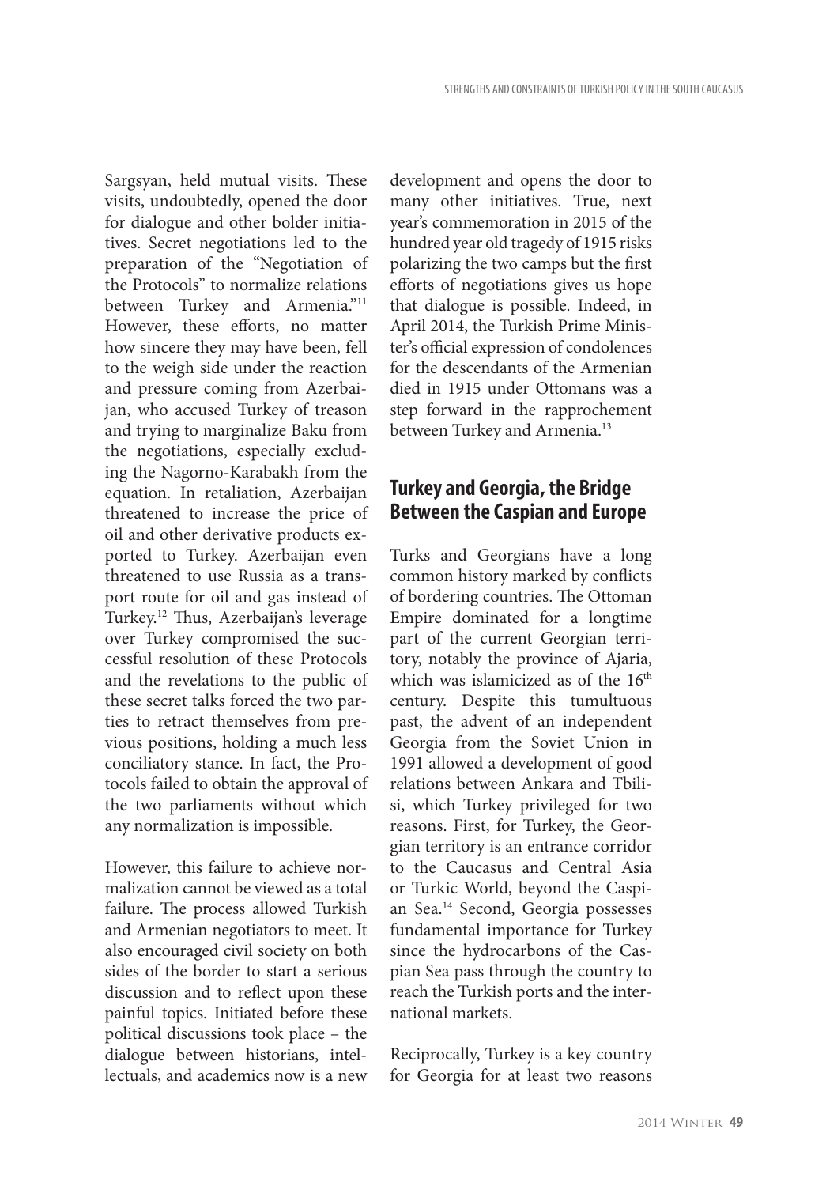Sargsyan, held mutual visits. These visits, undoubtedly, opened the door for dialogue and other bolder initiatives. Secret negotiations led to the preparation of the "Negotiation of the Protocols" to normalize relations between Turkey and Armenia."[11] However, these efforts, no matter how sincere they may have been, fell to the weigh side under the reaction and pressure coming from Azerbaijan, who accused Turkey of treason and trying to marginalize Baku from the negotiations, especially excluding the Nagorno-Karabakh from the equation. In retaliation, Azerbaijan threatened to increase the price of oil and other derivative products exported to Turkey. Azerbaijan even threatened to use Russia as a transport route for oil and gas instead of Turkey.[12] Thus, Azerbaijan's leverage over Turkey compromised the successful resolution of these Protocols and the revelations to the public of these secret talks forced the two parties to retract themselves from previous positions, holding a much less conciliatory stance. In fact, the Protocols failed to obtain the approval of the two parliaments without which any normalization is impossible.

However, this failure to achieve normalization cannot be viewed as a total failure. The process allowed Turkish and Armenian negotiators to meet. It also encouraged civil society on both sides of the border to start a serious discussion and to reflect upon these painful topics. Initiated before these political discussions took place – the dialogue between historians, intellectuals, and academics now is a new development and opens the door to many other initiatives. True, next year's commemoration in 2015 of the hundred year old tragedy of 1915 risks polarizing the two camps but the first efforts of negotiations gives us hope that dialogue is possible. Indeed, in April 2014, the Turkish Prime Minister's official expression of condolences for the descendants of the Armenian died in 1915 under Ottomans was a step forward in the rapprochement between Turkey and Armenia.[13]

## Turkey and Georgia, the Bridge Between the Caspian and Europe

Turks and Georgians have a long common history marked by conflicts of bordering countries. The Ottoman Empire dominated for a longtime part of the current Georgian territory, notably the province of Ajaria, which was islamicized as of the 16th century. Despite this tumultuous past, the advent of an independent Georgia from the Soviet Union in 1991 allowed a development of good relations between Ankara and Tbilisi, which Turkey privileged for two reasons. First, for Turkey, the Georgian territory is an entrance corridor to the Caucasus and Central Asia or Turkic World, beyond the Caspian Sea.[14] Second, Georgia possesses fundamental importance for Turkey since the hydrocarbons of the Caspian Sea pass through the country to reach the Turkish ports and the international markets.

Reciprocally, Turkey is a key country for Georgia for at least two reasons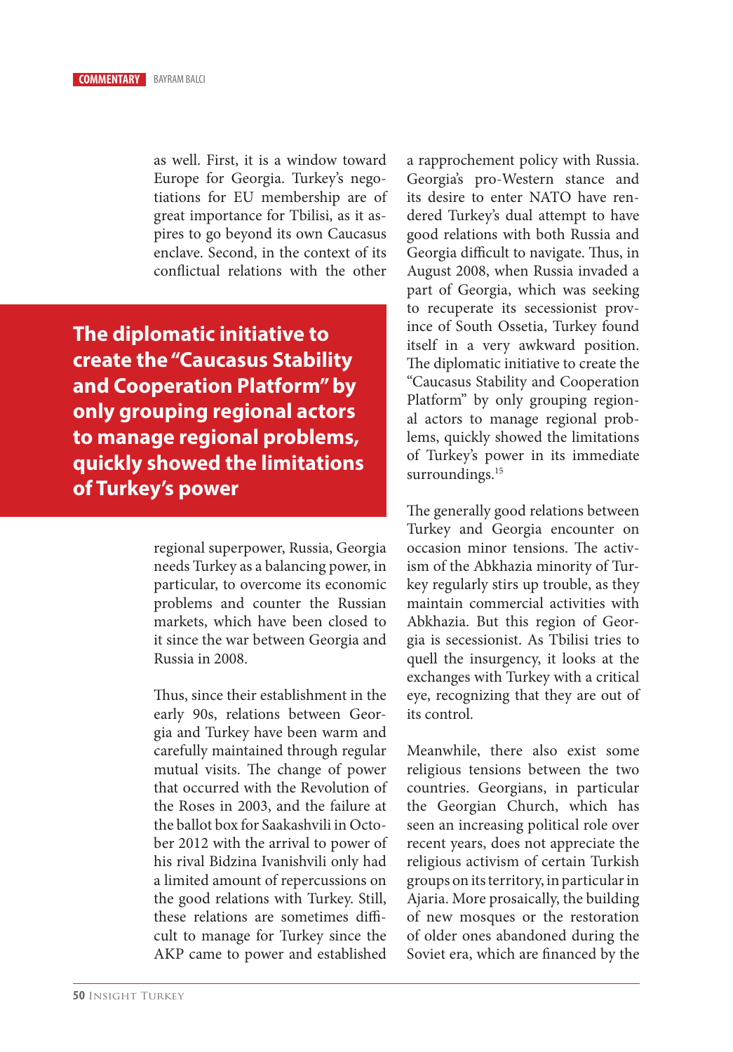as well. First, it is a window toward Europe for Georgia. Turkey's negotiations for EU membership are of great importance for Tbilisi, as it aspires to go beyond its own Caucasus enclave. Second, in the context of its conflictual relations with the other regional superpower, Russia, Georgia needs Turkey as a balancing power, in particular, to overcome its economic problems and counter the Russian markets, which have been closed to it since the war between Georgia and Russia in 2008.

**The diplomatic initiative to create the "Caucasus Stability and Cooperation Platform" by only grouping regional actors to manage regional problems, quickly showed the limitations of Turkey's power**

Thus, since their establishment in the early 90s, relations between Georgia and Turkey have been warm and carefully maintained through regular mutual visits. The change of power that occurred with the Revolution of the Roses in 2003, and the failure at the ballot box for Saakashvili in October 2012 with the arrival to power of his rival Bidzina Ivanishvili only had a limited amount of repercussions on the good relations with Turkey. Still, these relations are sometimes difficult to manage for Turkey since the AKP came to power and established a rapprochement policy with Russia. Georgia's pro-Western stance and its desire to enter NATO have rendered Turkey's dual attempt to have good relations with both Russia and Georgia difficult to navigate. Thus, in August 2008, when Russia invaded a part of Georgia, which was seeking to recuperate its secessionist province of South Ossetia, Turkey found itself in a very awkward position. The diplomatic initiative to create the "Caucasus Stability and Cooperation Platform" by only grouping regional actors to manage regional problems, quickly showed the limitations of Turkey's power in its immediate surroundings.[15]

The generally good relations between Turkey and Georgia encounter on occasion minor tensions. The activism of the Abkhazia minority of Turkey regularly stirs up trouble, as they maintain commercial activities with Abkhazia. But this region of Georgia is secessionist. As Tbilisi tries to quell the insurgency, it looks at the exchanges with Turkey with a critical eye, recognizing that they are out of its control.

Meanwhile, there also exist some religious tensions between the two countries. Georgians, in particular the Georgian Church, which has seen an increasing political role over recent years, does not appreciate the religious activism of certain Turkish groups on its territory, in particular in Ajaria. More prosaically, the building of new mosques or the restoration of older ones abandoned during the Soviet era, which are financed by the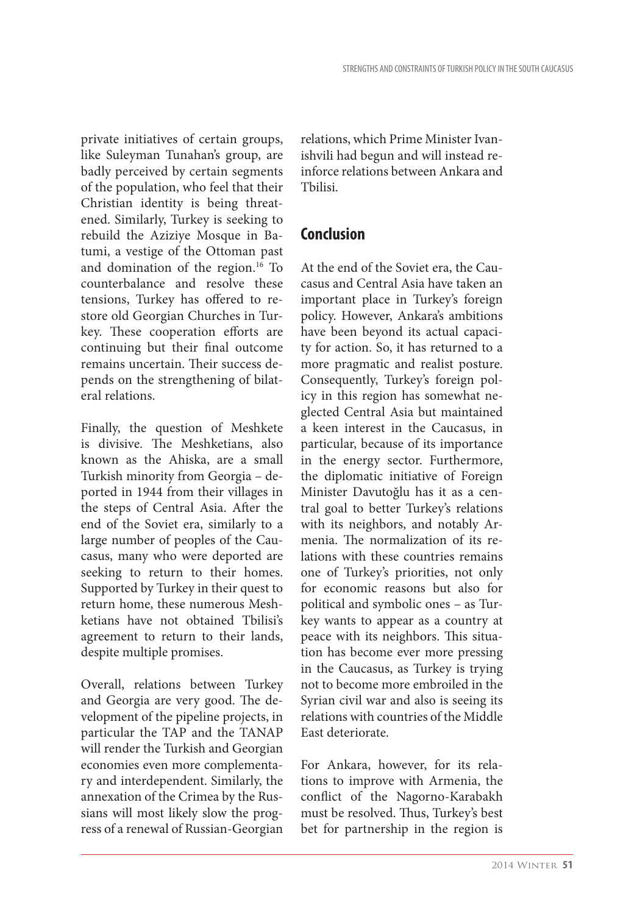private initiatives of certain groups, like Suleyman Tunahan's group, are badly perceived by certain segments of the population, who feel that their Christian identity is being threatened. Similarly, Turkey is seeking to rebuild the Aziziye Mosque in Batumi, a vestige of the Ottoman past and domination of the region.[16] To counterbalance and resolve these tensions, Turkey has offered to restore old Georgian Churches in Turkey. These cooperation efforts are continuing but their final outcome remains uncertain. Their success depends on the strengthening of bilateral relations.

Finally, the question of Meshkete is divisive. The Meshketians, also known as the Ahiska, are a small Turkish minority from Georgia – deported in 1944 from their villages in the steps of Central Asia. After the end of the Soviet era, similarly to a large number of peoples of the Caucasus, many who were deported are seeking to return to their homes. Supported by Turkey in their quest to return home, these numerous Meshketians have not obtained Tbilisi's agreement to return to their lands, despite multiple promises.

Overall, relations between Turkey and Georgia are very good. The development of the pipeline projects, in particular the TAP and the TANAP will render the Turkish and Georgian economies even more complementary and interdependent. Similarly, the annexation of the Crimea by the Russians will most likely slow the progress of a renewal of Russian-Georgian relations, which Prime Minister Ivanishvili had begun and will instead reinforce relations between Ankara and Tbilisi.

## Conclusion

At the end of the Soviet era, the Caucasus and Central Asia have taken an important place in Turkey's foreign policy. However, Ankara's ambitions have been beyond its actual capacity for action. So, it has returned to a more pragmatic and realist posture. Consequently, Turkey's foreign policy in this region has somewhat neglected Central Asia but maintained a keen interest in the Caucasus, in particular, because of its importance in the energy sector. Furthermore, the diplomatic initiative of Foreign Minister Davutoğlu has it as a central goal to better Turkey's relations with its neighbors, and notably Armenia. The normalization of its relations with these countries remains one of Turkey's priorities, not only for economic reasons but also for political and symbolic ones – as Turkey wants to appear as a country at peace with its neighbors. This situation has become ever more pressing in the Caucasus, as Turkey is trying not to become more embroiled in the Syrian civil war and also is seeing its relations with countries of the Middle East deteriorate.

For Ankara, however, for its relations to improve with Armenia, the conflict of the Nagorno-Karabakh must be resolved. Thus, Turkey's best bet for partnership in the region is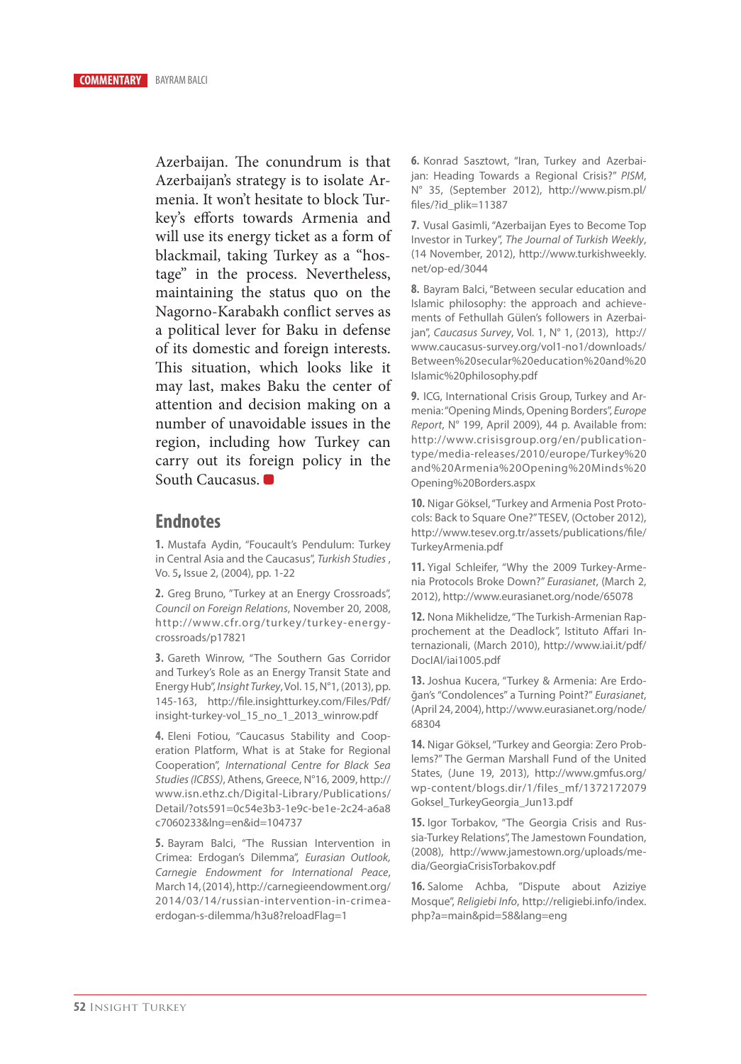Azerbaijan. The conundrum is that Azerbaijan's strategy is to isolate Armenia. It won't hesitate to block Turkey's efforts towards Armenia and will use its energy ticket as a form of blackmail, taking Turkey as a "hostage" in the process. Nevertheless, maintaining the status quo on the Nagorno-Karabakh conflict serves as a political lever for Baku in defense of its domestic and foreign interests. This situation, which looks like it may last, makes Baku the center of attention and decision making on a number of unavoidable issues in the region, including how Turkey can carry out its foreign policy in the South Caucasus.

## Endnotes

**1.** Mustafa Aydin, "Foucault's Pendulum: Turkey in Central Asia and the Caucasus", *Turkish Studies* , Vo. 5**,** Issue 2, (2004), pp. 1-22

**2.** Greg Bruno, "Turkey at an Energy Crossroads", *Council on Foreign Relations*, November 20, 2008, http://www.cfr.org/turkey/turkey-energy-crossroads/p17821

**3.** Gareth Winrow, "The Southern Gas Corridor and Turkey's Role as an Energy Transit State and Energy Hub", *Insight Turkey*, Vol. 15, N°1, (2013), pp. 145-163, http://file.insightturkey.com/Files/Pdf/insight-turkey-vol_15_no_1_2013_winrow.pdf

**4.** Eleni Fotiou, "Caucasus Stability and Cooperation Platform, What is at Stake for Regional Cooperation", *International Centre for Black Sea Studies (ICBSS)*, Athens, Greece, N°16, 2009, http://www.isn.ethz.ch/Digital-Library/Publications/Detail/?ots591=0c54e3b3-1e9c-be1e-2c24-a6a8c7060233&lng=en&id=104737

**5.** Bayram Balci, "The Russian Intervention in Crimea: Erdogan's Dilemma", *Eurasian Outlook, Carnegie Endowment for International Peace*, March 14, (2014), http://carnegieendowment.org/2014/03/14/russian-intervention-in-crimea-erdogan-s-dilemma/h3u8?reloadFlag=1

**6.** Konrad Sasztowt, "Iran, Turkey and Azerbaijan: Heading Towards a Regional Crisis?" *PISM*, N° 35, (September 2012), http://www.pism.pl/files/?id_plik=11387

**7.** Vusal Gasimli, "Azerbaijan Eyes to Become Top Investor in Turkey", *The Journal of Turkish Weekly*, (14 November, 2012), http://www.turkishweekly.net/op-ed/3044

**8.** Bayram Balci, "Between secular education and Islamic philosophy: the approach and achievements of Fethullah Gülen's followers in Azerbaijan", *Caucasus Survey*, Vol. 1, N° 1, (2013), http://www.caucasus-survey.org/vol1-no1/downloads/Between%20secular%20education%20and%20Islamic%20philosophy.pdf

**9.** ICG, International Crisis Group, Turkey and Armenia: "Opening Minds, Opening Borders", *Europe Report*, N° 199, April 2009), 44 p. Available from: http://www.crisisgroup.org/en/publication-type/media-releases/2010/europe/Turkey%20and%20Armenia%20Opening%20Minds%20Opening%20Borders.aspx

**10.** Nigar Göksel, "Turkey and Armenia Post Protocols: Back to Square One?" TESEV, (October 2012), http://www.tesev.org.tr/assets/publications/file/TurkeyArmenia.pdf

**11.** Yigal Schleifer, "Why the 2009 Turkey-Armenia Protocols Broke Down?" *Eurasianet*, (March 2, 2012), http://www.eurasianet.org/node/65078

**12.** Nona Mikhelidze, "The Turkish-Armenian Rapprochement at the Deadlock", Istituto Affari Internazionali, (March 2010), http://www.iai.it/pdf/DocIAI/iai1005.pdf

**13.** Joshua Kucera, "Turkey & Armenia: Are Erdoğan's "Condolences" a Turning Point?" *Eurasianet*, (April 24, 2004), http://www.eurasianet.org/node/68304

**14.** Nigar Göksel, "Turkey and Georgia: Zero Problems?" The German Marshall Fund of the United States, (June 19, 2013), http://www.gmfus.org/wp-content/blogs.dir/1/files_mf/1372172079Goksel_TurkeyGeorgia_Jun13.pdf

**15.** Igor Torbakov, "The Georgia Crisis and Russia-Turkey Relations", The Jamestown Foundation, (2008), http://www.jamestown.org/uploads/media/GeorgiaCrisisTorbakov.pdf

**16.** Salome Achba, "Dispute about Aziziye Mosque", *Religiebi Info*, http://religiebi.info/index.php?a=main&pid=58&lang=eng